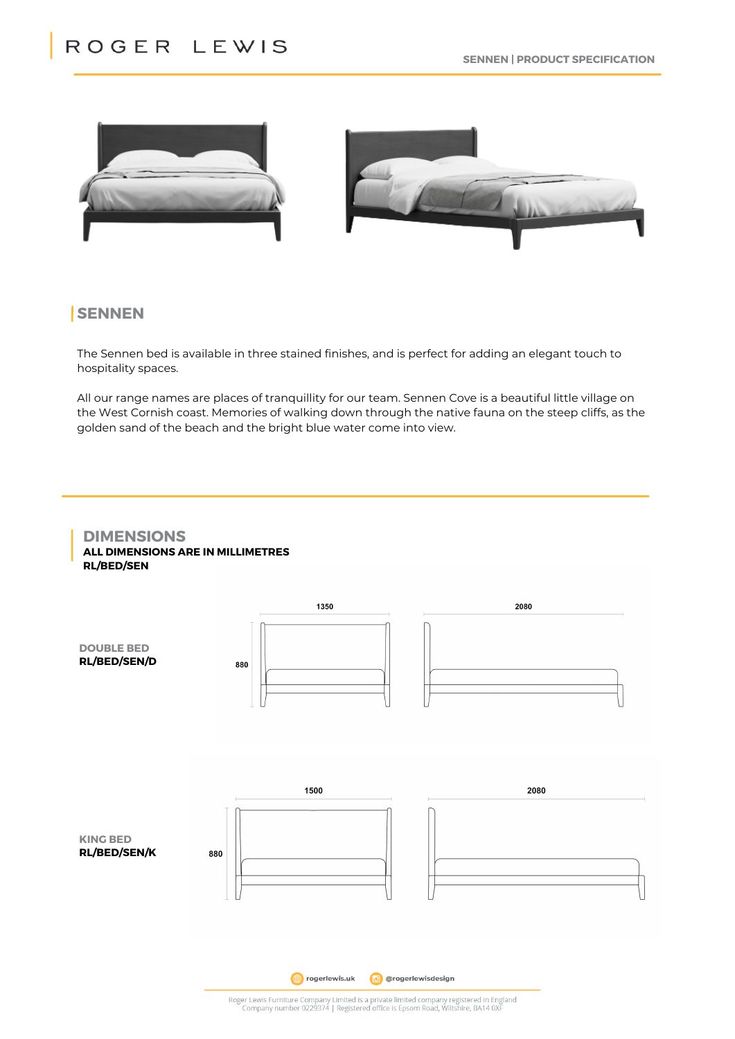# SENNEN

The Sennen bed is available in three stained finishes, and is perfect for adding an elegant touch to hospitality spaces.

All our range names are places of tranquillity for our team. Sennen Cove is a beautiful little village on the West Cornish coast. Memories of walking down through the native fauna on the steep cliffs, as the golden sand of the beach and the bright blue water come into view.

## DIMENSIONS

**ALL DIMENSIONS ARE IN MILLIMETRES**
**RL/BED/SEN**

**DOUBLE BED**
**RL/BED/SEN/D**

1350 | 2080 | 880

**KING BED**
**RL/BED/SEN/K**

1500 | 2080 | 880

rogerlewis.uk | @rogerlewisdesign

Roger Lewis Furniture Company Limited is a private limited company registered in England
Company number 0229374 | Registered office is Epsom Road, Wiltshire, BA14 0XF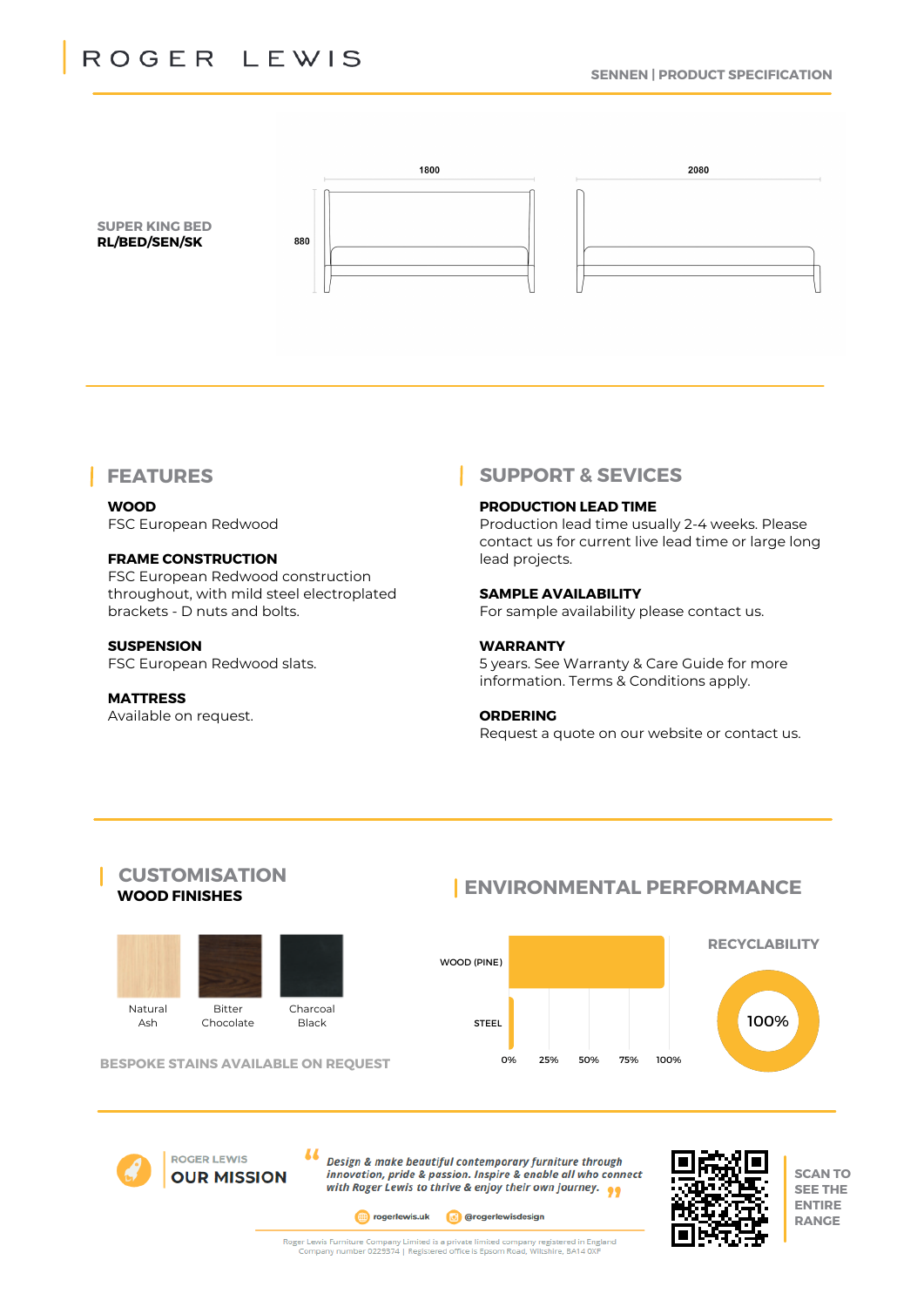ROGER LEWIS

SENNEN | PRODUCT SPECIFICATION

**SUPER KING BED**
**RL/BED/SEN/SK**

1800

2080

880

## FEATURES

**WOOD**
FSC European Redwood

**FRAME CONSTRUCTION**
FSC European Redwood construction throughout, with mild steel electroplated brackets - D nuts and bolts.

**SUSPENSION**
FSC European Redwood slats.

**MATTRESS**
Available on request.

## SUPPORT & SEVICES

**PRODUCTION LEAD TIME**
Production lead time usually 2-4 weeks. Please contact us for current live lead time or large long lead projects.

**SAMPLE AVAILABILITY**
For sample availability please contact us.

**WARRANTY**
5 years. See Warranty & Care Guide for more information. Terms & Conditions apply.

**ORDERING**
Request a quote on our website or contact us.

## CUSTOMISATION

**WOOD FINISHES**

Natural Ash

Bitter Chocolate

Charcoal Black

BESPOKE STAINS AVAILABLE ON REQUEST

## ENVIRONMENTAL PERFORMANCE

WOOD (PINE)

STEEL

0%
25%
50%
75%
100%

RECYCLABILITY

100%

ROGER LEWIS
**OUR MISSION**

*"Design & make beautiful contemporary furniture through innovation, pride & passion. Inspire & enable all who connect with Roger Lewis to thrive & enjoy their own journey."*

rogerlewis.uk
@rogerlewisdesign

SCAN TO SEE THE ENTIRE RANGE

Roger Lewis Furniture Company Limited is a private limited company registered in England
Company number 0225374 | Registered office is Epsom Road, Wiltshire, BA14 0XF